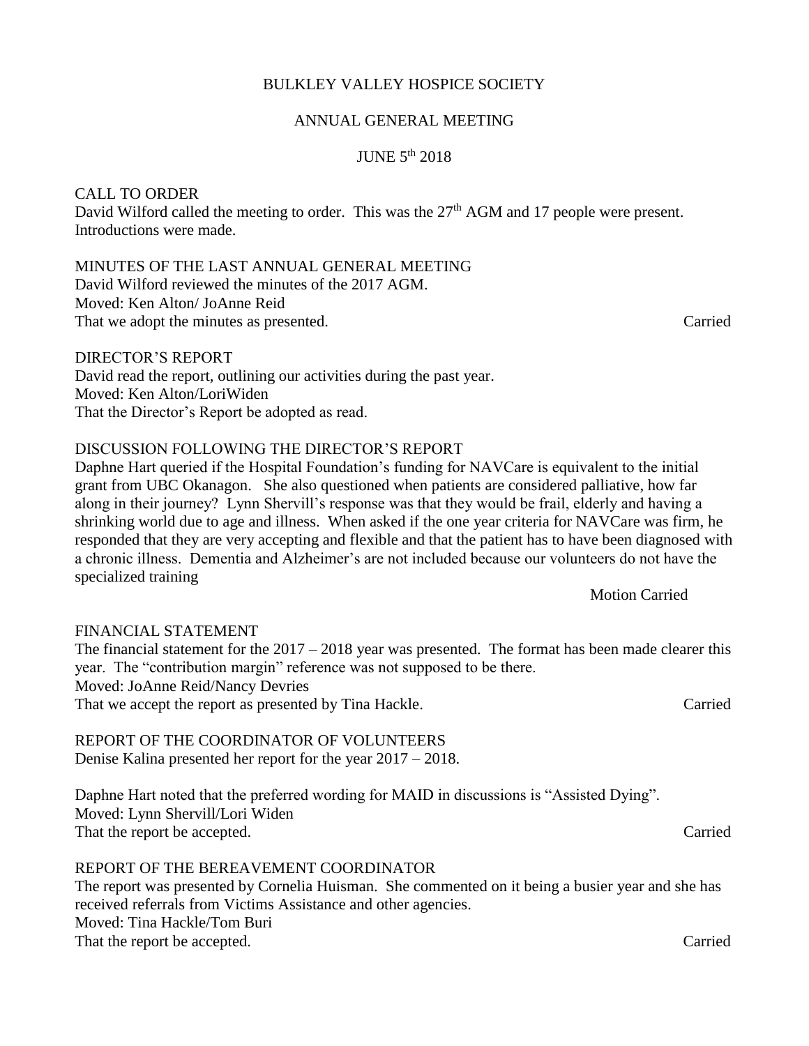# BULKLEY VALLEY HOSPICE SOCIETY

## ANNUAL GENERAL MEETING

### JUNE 5th 2018

CALL TO ORDER

David Wilford called the meeting to order. This was the 27th AGM and 17 people were present. Introductions were made.

MINUTES OF THE LAST ANNUAL GENERAL MEETING

David Wilford reviewed the minutes of the 2017 AGM.

Moved: Ken Alton/ JoAnne Reid

That we adopt the minutes as presented. Carried

DIRECTOR'S REPORT

David read the report, outlining our activities during the past year.

Moved: Ken Alton/LoriWiden

That the Director's Report be adopted as read.

DISCUSSION FOLLOWING THE DIRECTOR'S REPORT

Daphne Hart queried if the Hospital Foundation's funding for NAVCare is equivalent to the initial grant from UBC Okanagon. She also questioned when patients are considered palliative, how far along in their journey? Lynn Shervill's response was that they would be frail, elderly and having a shrinking world due to age and illness. When asked if the one year criteria for NAVCare was firm, he responded that they are very accepting and flexible and that the patient has to have been diagnosed with a chronic illness. Dementia and Alzheimer's are not included because our volunteers do not have the specialized training

Motion Carried

FINANCIAL STATEMENT

The financial statement for the 2017 – 2018 year was presented. The format has been made clearer this year. The "contribution margin" reference was not supposed to be there.

Moved: JoAnne Reid/Nancy Devries

That we accept the report as presented by Tina Hackle. Carried

REPORT OF THE COORDINATOR OF VOLUNTEERS

Denise Kalina presented her report for the year 2017 – 2018.

Daphne Hart noted that the preferred wording for MAID in discussions is "Assisted Dying".

Moved: Lynn Shervill/Lori Widen

That the report be accepted. Carried

REPORT OF THE BEREAVEMENT COORDINATOR

The report was presented by Cornelia Huisman. She commented on it being a busier year and she has received referrals from Victims Assistance and other agencies.

Moved: Tina Hackle/Tom Buri

That the report be accepted. Carried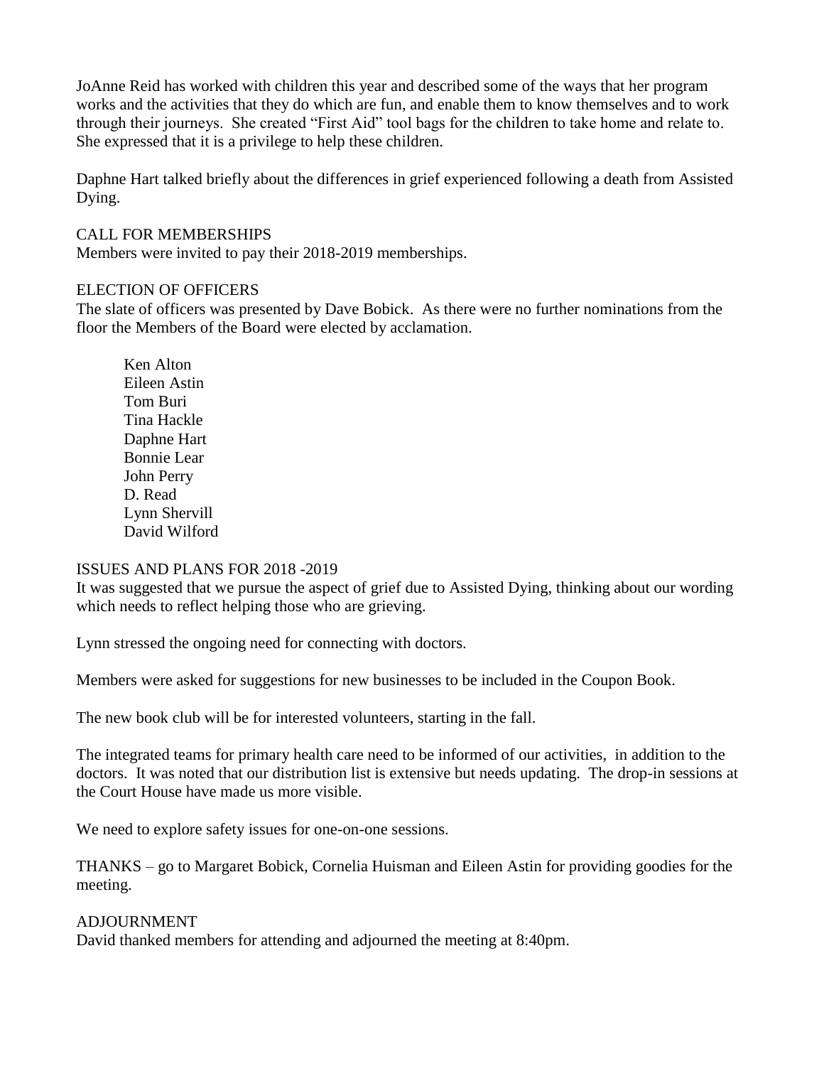JoAnne Reid has worked with children this year and described some of the ways that her program works and the activities that they do which are fun, and enable them to know themselves and to work through their journeys. She created "First Aid" tool bags for the children to take home and relate to. She expressed that it is a privilege to help these children.

Daphne Hart talked briefly about the differences in grief experienced following a death from Assisted Dying.

## CALL FOR MEMBERSHIPS

Members were invited to pay their 2018-2019 memberships.

## ELECTION OF OFFICERS

The slate of officers was presented by Dave Bobick. As there were no further nominations from the floor the Members of the Board were elected by acclamation.

Ken Alton
Eileen Astin
Tom Buri
Tina Hackle
Daphne Hart
Bonnie Lear
John Perry
D. Read
Lynn Shervill
David Wilford

## ISSUES AND PLANS FOR 2018 -2019

It was suggested that we pursue the aspect of grief due to Assisted Dying, thinking about our wording which needs to reflect helping those who are grieving.

Lynn stressed the ongoing need for connecting with doctors.

Members were asked for suggestions for new businesses to be included in the Coupon Book.

The new book club will be for interested volunteers, starting in the fall.

The integrated teams for primary health care need to be informed of our activities, in addition to the doctors. It was noted that our distribution list is extensive but needs updating. The drop-in sessions at the Court House have made us more visible.

We need to explore safety issues for one-on-one sessions.

THANKS – go to Margaret Bobick, Cornelia Huisman and Eileen Astin for providing goodies for the meeting.

## ADJOURNMENT

David thanked members for attending and adjourned the meeting at 8:40pm.